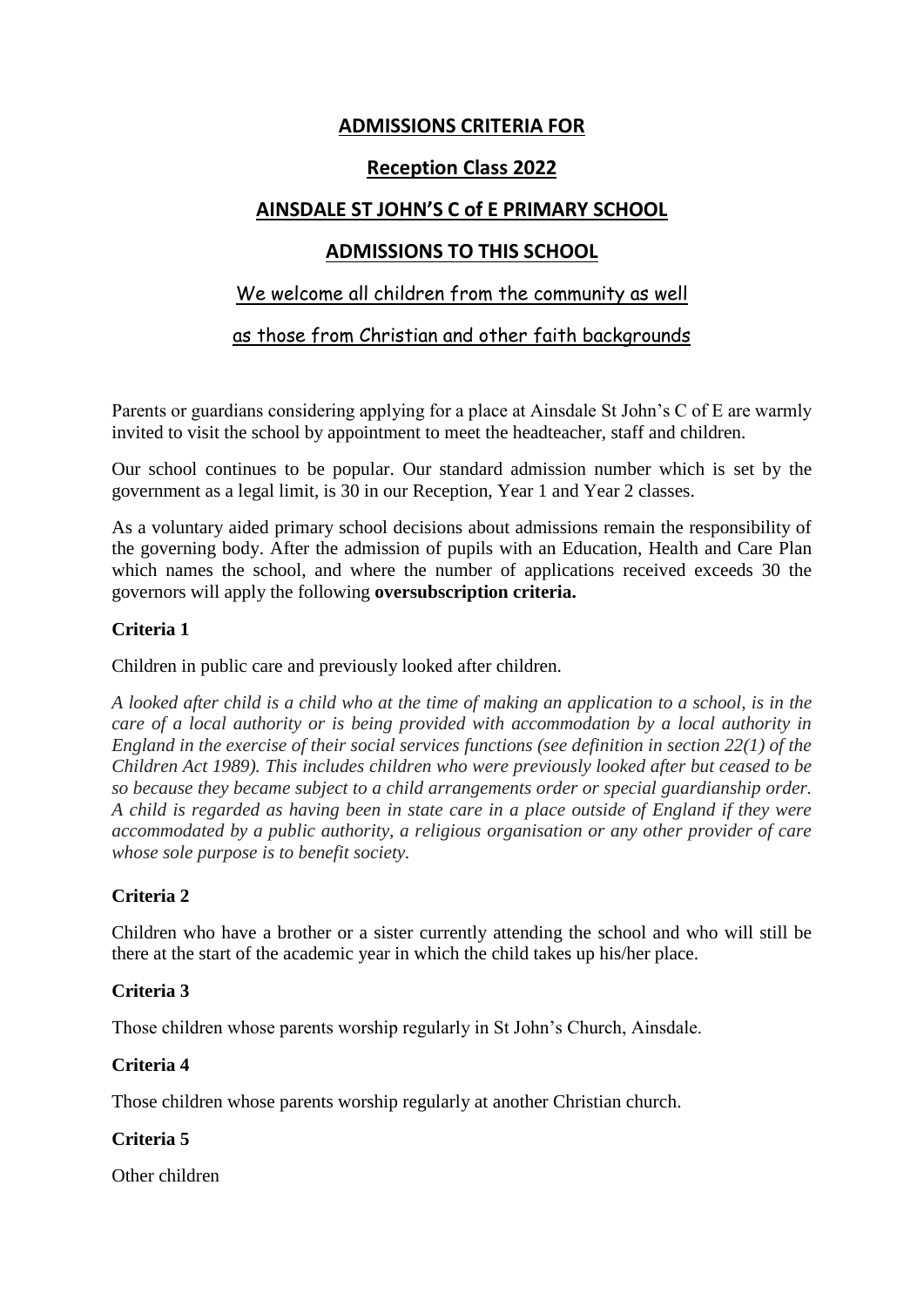# ADMISSIONS CRITERIA FOR

## Reception Class 2022

## AINSDALE ST JOHN'S C of E PRIMARY SCHOOL

## ADMISSIONS TO THIS SCHOOL

We welcome all children from the community as well

as those from Christian and other faith backgrounds

Parents or guardians considering applying for a place at Ainsdale St John's C of E are warmly invited to visit the school by appointment to meet the headteacher, staff and children.

Our school continues to be popular. Our standard admission number which is set by the government as a legal limit, is 30 in our Reception, Year 1 and Year 2 classes.

As a voluntary aided primary school decisions about admissions remain the responsibility of the governing body. After the admission of pupils with an Education, Health and Care Plan which names the school, and where the number of applications received exceeds 30 the governors will apply the following **oversubscription criteria.**

### Criteria 1

Children in public care and previously looked after children.

*A looked after child is a child who at the time of making an application to a school, is in the care of a local authority or is being provided with accommodation by a local authority in England in the exercise of their social services functions (see definition in section 22(1) of the Children Act 1989). This includes children who were previously looked after but ceased to be so because they became subject to a child arrangements order or special guardianship order. A child is regarded as having been in state care in a place outside of England if they were accommodated by a public authority, a religious organisation or any other provider of care whose sole purpose is to benefit society.*

### Criteria 2

Children who have a brother or a sister currently attending the school and who will still be there at the start of the academic year in which the child takes up his/her place.

### Criteria 3

Those children whose parents worship regularly in St John's Church, Ainsdale.

### Criteria 4

Those children whose parents worship regularly at another Christian church.

### Criteria 5

Other children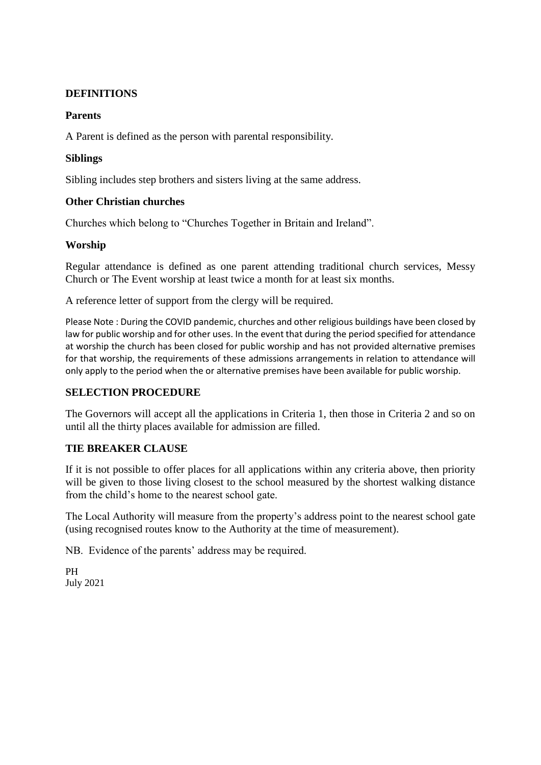## DEFINITIONS

### Parents

A Parent is defined as the person with parental responsibility.

### Siblings

Sibling includes step brothers and sisters living at the same address.

### Other Christian churches

Churches which belong to "Churches Together in Britain and Ireland".

### Worship

Regular attendance is defined as one parent attending traditional church services, Messy Church or The Event worship at least twice a month for at least six months.

A reference letter of support from the clergy will be required.

Please Note : During the COVID pandemic, churches and other religious buildings have been closed by law for public worship and for other uses. In the event that during the period specified for attendance at worship the church has been closed for public worship and has not provided alternative premises for that worship, the requirements of these admissions arrangements in relation to attendance will only apply to the period when the or alternative premises have been available for public worship.

## SELECTION PROCEDURE

The Governors will accept all the applications in Criteria 1, then those in Criteria 2 and so on until all the thirty places available for admission are filled.

## TIE BREAKER CLAUSE

If it is not possible to offer places for all applications within any criteria above, then priority will be given to those living closest to the school measured by the shortest walking distance from the child's home to the nearest school gate.

The Local Authority will measure from the property's address point to the nearest school gate (using recognised routes know to the Authority at the time of measurement).

NB. Evidence of the parents' address may be required.

PH
July 2021